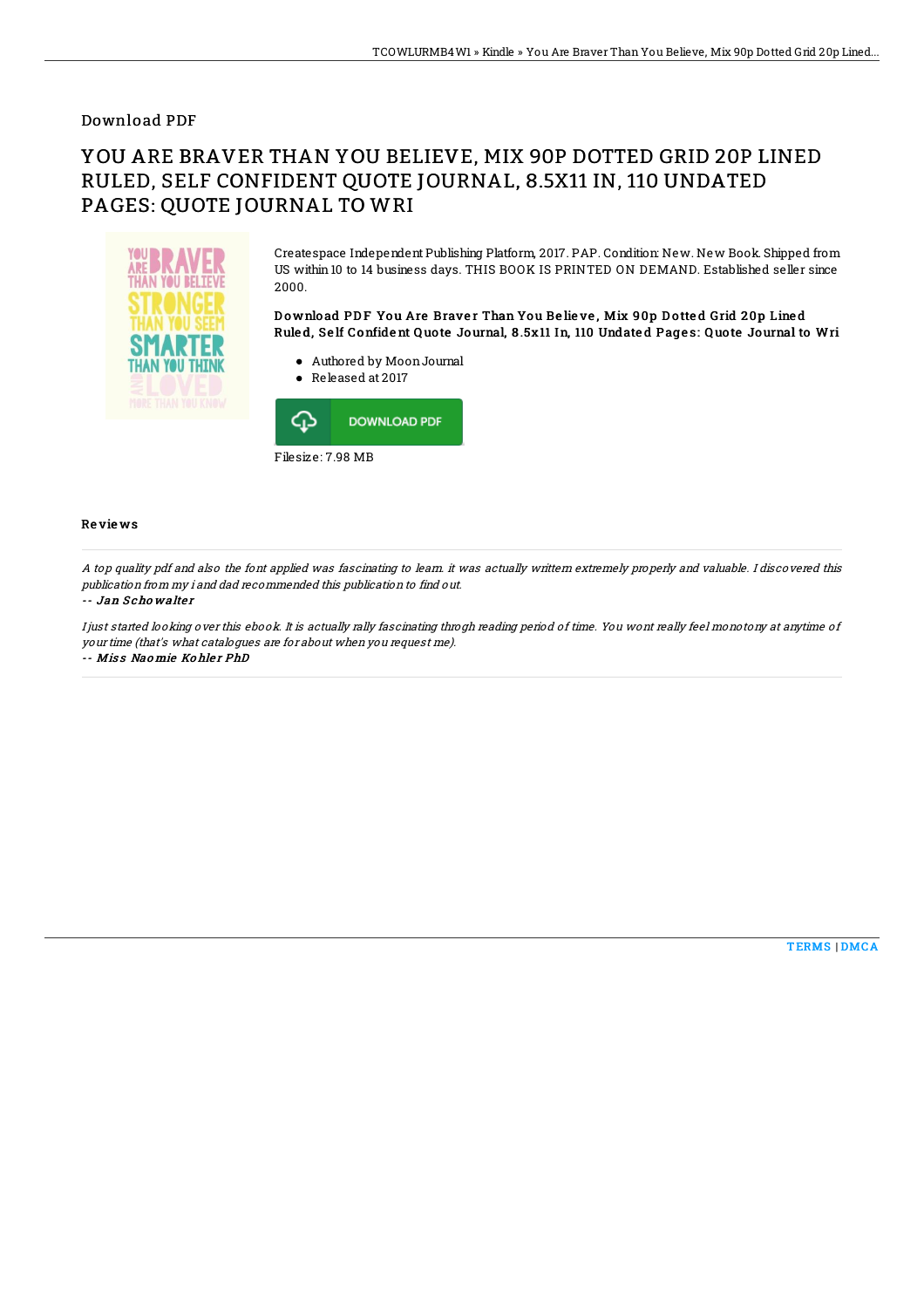Download PDF

# YOU ARE BRAVER THAN YOU BELIEVE, MIX 90P DOTTED GRID 20P LINED RULED, SELF CONFIDENT QUOTE JOURNAL, 8.5X11 IN, 110 UNDATED PAGES: QUOTE JOURNAL TO WRI

Createspace Independent Publishing Platform, 2017. PAP. Condition: New. New Book. Shipped from US within 10 to 14 business days. THIS BOOK IS PRINTED ON DEMAND. Established seller since 2000.

**Download PDF You Are Braver Than You Believe, Mix 90p Dotted Grid 20p Lined Ruled, Self Confident Quote Journal, 8.5x11 In, 110 Undated Pages: Quote Journal to Wri**

- Authored by Moon Journal
- Released at 2017

DOWNLOAD PDF

Filesize: 7.98 MB

## Reviews

*A top quality pdf and also the font applied was fascinating to learn. it was actually writtern extremely properly and valuable. I discovered this publication from my i and dad recommended this publication to find out.*

*-- Jan Schowalter*

*I just started looking over this ebook. It is actually rally fascinating throgh reading period of time. You wont really feel monotony at anytime of your time (that's what catalogues are for about when you request me).*

*-- Miss Naomie Kohler PhD*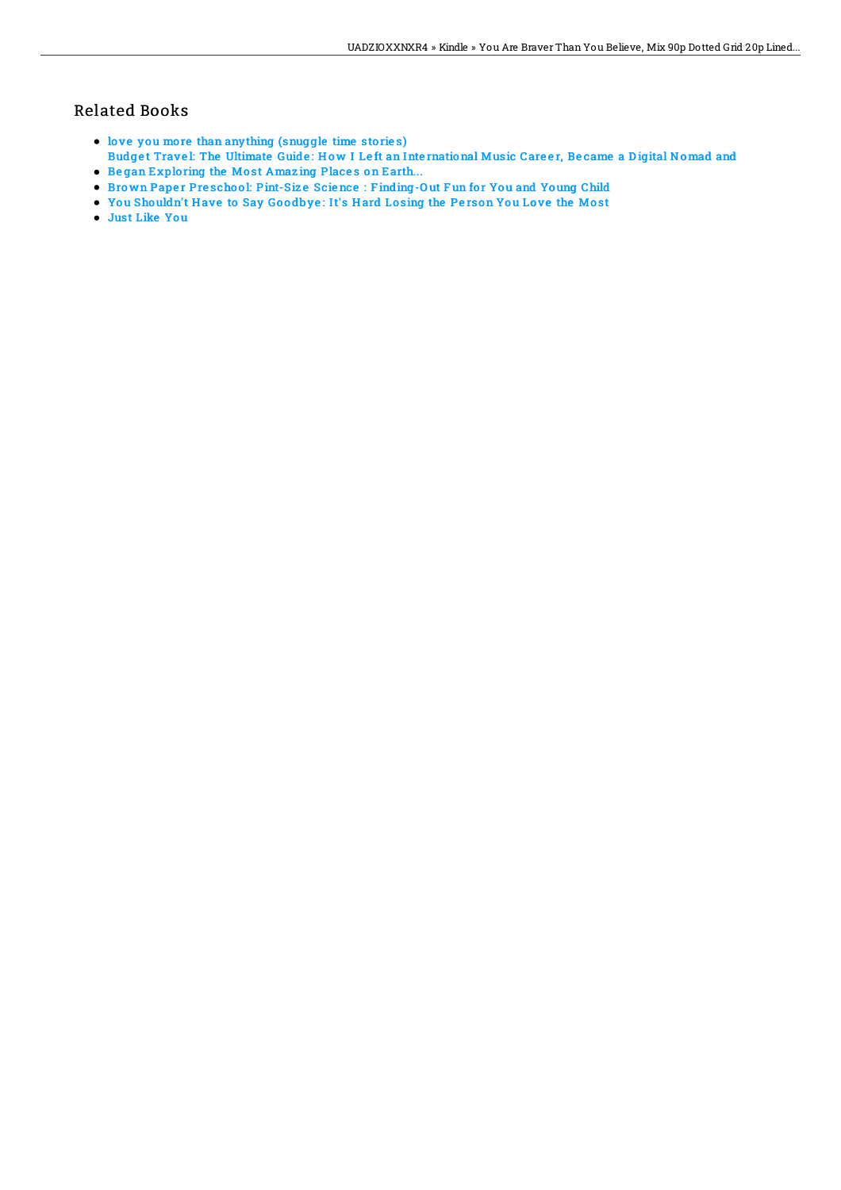## Related Books

- love you more than anything (snuggle time stories)
- Budget Travel: The Ultimate Guide: How I Left an International Music Career, Became a Digital Nomad and Began Exploring the Most Amazing Places on Earth...
- Brown Paper Preschool: Pint-Size Science : Finding-Out Fun for You and Young Child
- You Shouldn't Have to Say Goodbye: It's Hard Losing the Person You Love the Most
- Just Like You